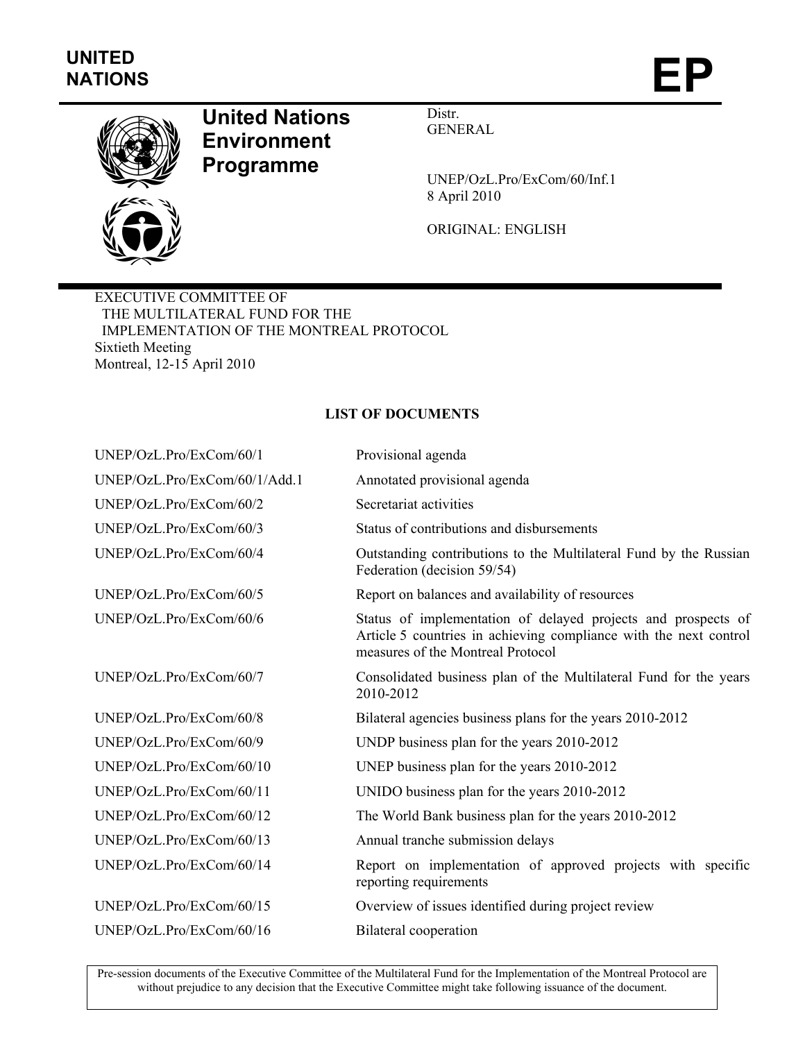UNITED NATIONS

# EP

**United Nations Environment Programme**

Distr.
GENERAL

UNEP/OzL.Pro/ExCom/60/Inf.1
8 April 2010

ORIGINAL: ENGLISH

EXECUTIVE COMMITTEE OF
THE MULTILATERAL FUND FOR THE
IMPLEMENTATION OF THE MONTREAL PROTOCOL
Sixtieth Meeting
Montreal, 12-15 April 2010

## LIST OF DOCUMENTS

| | |
|---|---|
| UNEP/OzL.Pro/ExCom/60/1 | Provisional agenda |
| UNEP/OzL.Pro/ExCom/60/1/Add.1 | Annotated provisional agenda |
| UNEP/OzL.Pro/ExCom/60/2 | Secretariat activities |
| UNEP/OzL.Pro/ExCom/60/3 | Status of contributions and disbursements |
| UNEP/OzL.Pro/ExCom/60/4 | Outstanding contributions to the Multilateral Fund by the Russian Federation (decision 59/54) |
| UNEP/OzL.Pro/ExCom/60/5 | Report on balances and availability of resources |
| UNEP/OzL.Pro/ExCom/60/6 | Status of implementation of delayed projects and prospects of Article 5 countries in achieving compliance with the next control measures of the Montreal Protocol |
| UNEP/OzL.Pro/ExCom/60/7 | Consolidated business plan of the Multilateral Fund for the years 2010-2012 |
| UNEP/OzL.Pro/ExCom/60/8 | Bilateral agencies business plans for the years 2010-2012 |
| UNEP/OzL.Pro/ExCom/60/9 | UNDP business plan for the years 2010-2012 |
| UNEP/OzL.Pro/ExCom/60/10 | UNEP business plan for the years 2010-2012 |
| UNEP/OzL.Pro/ExCom/60/11 | UNIDO business plan for the years 2010-2012 |
| UNEP/OzL.Pro/ExCom/60/12 | The World Bank business plan for the years 2010-2012 |
| UNEP/OzL.Pro/ExCom/60/13 | Annual tranche submission delays |
| UNEP/OzL.Pro/ExCom/60/14 | Report on implementation of approved projects with specific reporting requirements |
| UNEP/OzL.Pro/ExCom/60/15 | Overview of issues identified during project review |
| UNEP/OzL.Pro/ExCom/60/16 | Bilateral cooperation |

Pre-session documents of the Executive Committee of the Multilateral Fund for the Implementation of the Montreal Protocol are without prejudice to any decision that the Executive Committee might take following issuance of the document.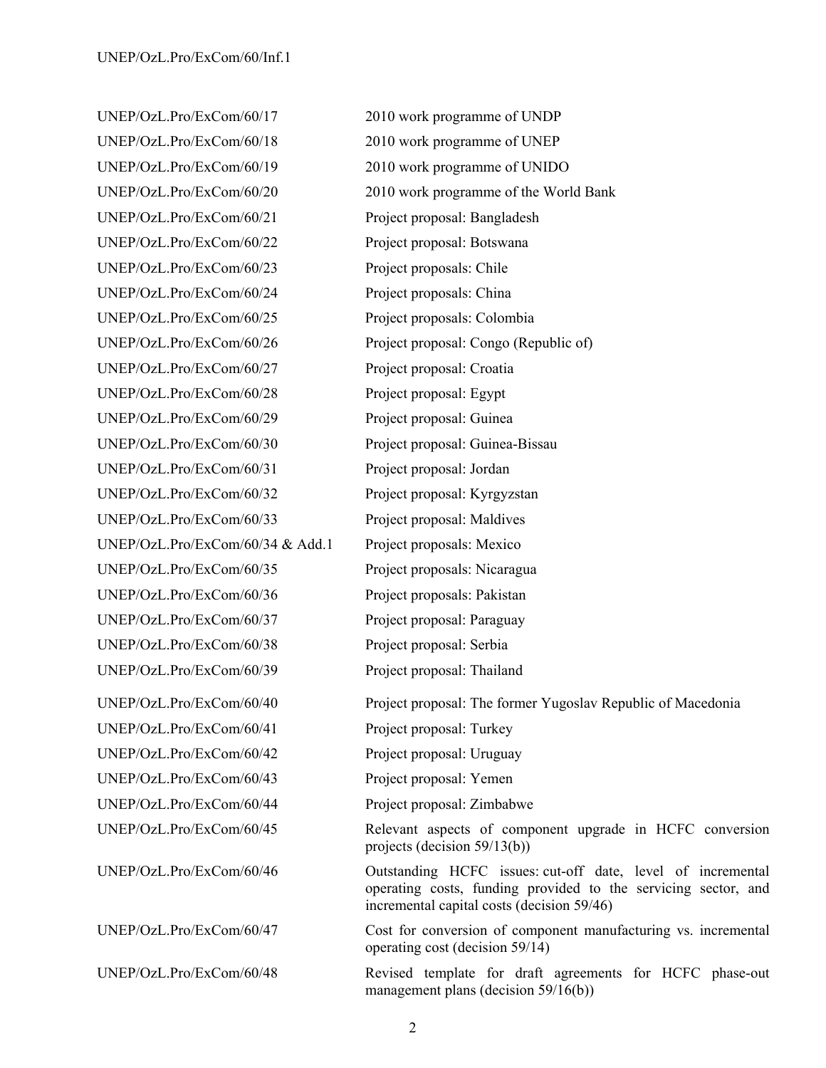| | |
|---|---|
| UNEP/OzL.Pro/ExCom/60/17 | 2010 work programme of UNDP |
| UNEP/OzL.Pro/ExCom/60/18 | 2010 work programme of UNEP |
| UNEP/OzL.Pro/ExCom/60/19 | 2010 work programme of UNIDO |
| UNEP/OzL.Pro/ExCom/60/20 | 2010 work programme of the World Bank |
| UNEP/OzL.Pro/ExCom/60/21 | Project proposal: Bangladesh |
| UNEP/OzL.Pro/ExCom/60/22 | Project proposal: Botswana |
| UNEP/OzL.Pro/ExCom/60/23 | Project proposals: Chile |
| UNEP/OzL.Pro/ExCom/60/24 | Project proposals: China |
| UNEP/OzL.Pro/ExCom/60/25 | Project proposals: Colombia |
| UNEP/OzL.Pro/ExCom/60/26 | Project proposal: Congo (Republic of) |
| UNEP/OzL.Pro/ExCom/60/27 | Project proposal: Croatia |
| UNEP/OzL.Pro/ExCom/60/28 | Project proposal: Egypt |
| UNEP/OzL.Pro/ExCom/60/29 | Project proposal: Guinea |
| UNEP/OzL.Pro/ExCom/60/30 | Project proposal: Guinea-Bissau |
| UNEP/OzL.Pro/ExCom/60/31 | Project proposal: Jordan |
| UNEP/OzL.Pro/ExCom/60/32 | Project proposal: Kyrgyzstan |
| UNEP/OzL.Pro/ExCom/60/33 | Project proposal: Maldives |
| UNEP/OzL.Pro/ExCom/60/34 & Add.1 | Project proposals: Mexico |
| UNEP/OzL.Pro/ExCom/60/35 | Project proposals: Nicaragua |
| UNEP/OzL.Pro/ExCom/60/36 | Project proposals: Pakistan |
| UNEP/OzL.Pro/ExCom/60/37 | Project proposal: Paraguay |
| UNEP/OzL.Pro/ExCom/60/38 | Project proposal: Serbia |
| UNEP/OzL.Pro/ExCom/60/39 | Project proposal: Thailand |
| UNEP/OzL.Pro/ExCom/60/40 | Project proposal: The former Yugoslav Republic of Macedonia |
| UNEP/OzL.Pro/ExCom/60/41 | Project proposal: Turkey |
| UNEP/OzL.Pro/ExCom/60/42 | Project proposal: Uruguay |
| UNEP/OzL.Pro/ExCom/60/43 | Project proposal: Yemen |
| UNEP/OzL.Pro/ExCom/60/44 | Project proposal: Zimbabwe |
| UNEP/OzL.Pro/ExCom/60/45 | Relevant aspects of component upgrade in HCFC conversion projects (decision 59/13(b)) |
| UNEP/OzL.Pro/ExCom/60/46 | Outstanding HCFC issues: cut-off date, level of incremental operating costs, funding provided to the servicing sector, and incremental capital costs (decision 59/46) |
| UNEP/OzL.Pro/ExCom/60/47 | Cost for conversion of component manufacturing vs. incremental operating cost (decision 59/14) |
| UNEP/OzL.Pro/ExCom/60/48 | Revised template for draft agreements for HCFC phase-out management plans (decision 59/16(b)) |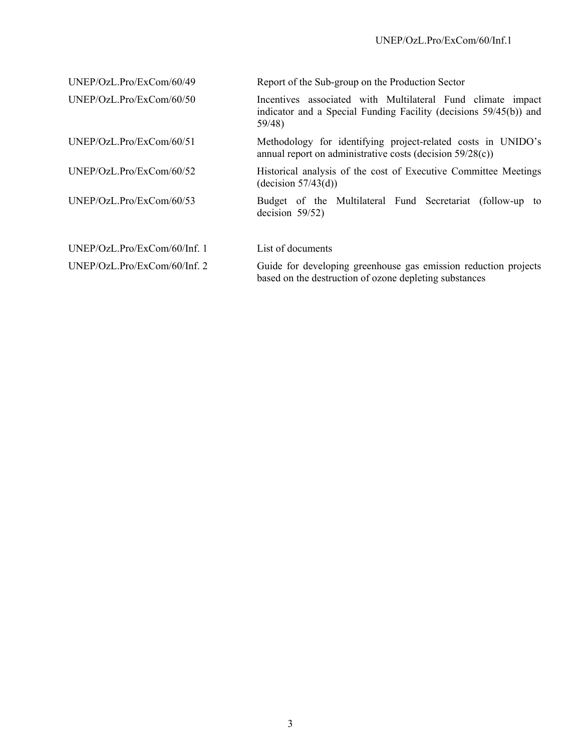| | |
|---|---|
| UNEP/OzL.Pro/ExCom/60/49 | Report of the Sub-group on the Production Sector |
| UNEP/OzL.Pro/ExCom/60/50 | Incentives associated with Multilateral Fund climate impact indicator and a Special Funding Facility (decisions 59/45(b)) and 59/48) |
| UNEP/OzL.Pro/ExCom/60/51 | Methodology for identifying project-related costs in UNIDO's annual report on administrative costs (decision 59/28(c)) |
| UNEP/OzL.Pro/ExCom/60/52 | Historical analysis of the cost of Executive Committee Meetings (decision 57/43(d)) |
| UNEP/OzL.Pro/ExCom/60/53 | Budget of the Multilateral Fund Secretariat (follow-up to decision 59/52) |
| UNEP/OzL.Pro/ExCom/60/Inf. 1 | List of documents |
| UNEP/OzL.Pro/ExCom/60/Inf. 2 | Guide for developing greenhouse gas emission reduction projects based on the destruction of ozone depleting substances |